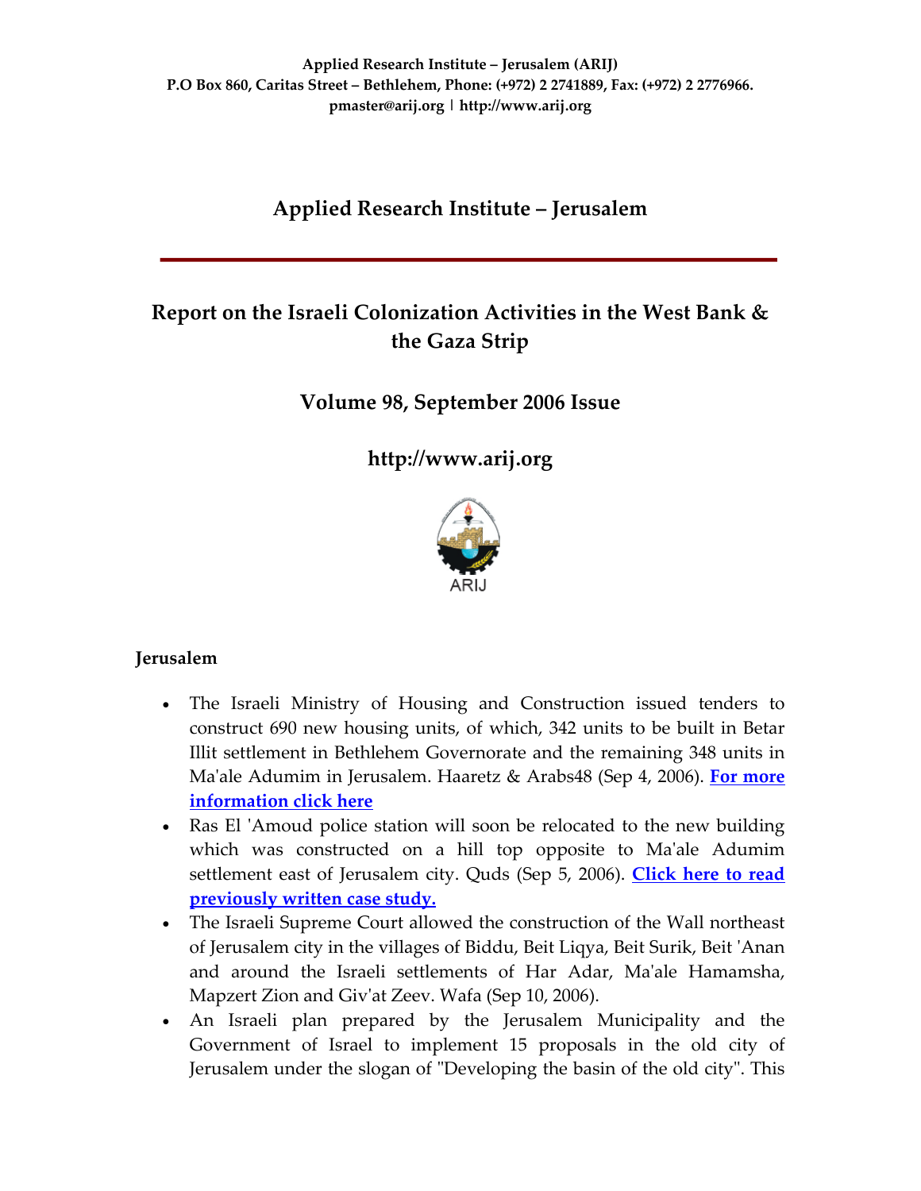Applied Research Institute – Jerusalem (ARIJ)
P.O Box 860, Caritas Street – Bethlehem, Phone: (+972) 2 2741889, Fax: (+972) 2 2776966.
pmaster@arij.org | http://www.arij.org

# Applied Research Institute – Jerusalem

## Report on the Israeli Colonization Activities in the West Bank & the Gaza Strip

## Volume 98, September 2006 Issue

## http://www.arij.org

ARIJ

### Jerusalem

- The Israeli Ministry of Housing and Construction issued tenders to construct 690 new housing units, of which, 342 units to be built in Betar Illit settlement in Bethlehem Governorate and the remaining 348 units in Ma'ale Adumim in Jerusalem. Haaretz & Arabs48 (Sep 4, 2006). **For more information click here**
- Ras El 'Amoud police station will soon be relocated to the new building which was constructed on a hill top opposite to Ma'ale Adumim settlement east of Jerusalem city. Quds (Sep 5, 2006). **Click here to read previously written case study.**
- The Israeli Supreme Court allowed the construction of the Wall northeast of Jerusalem city in the villages of Biddu, Beit Liqya, Beit Surik, Beit 'Anan and around the Israeli settlements of Har Adar, Ma'ale Hamamsha, Mapzert Zion and Giv'at Zeev. Wafa (Sep 10, 2006).
- An Israeli plan prepared by the Jerusalem Municipality and the Government of Israel to implement 15 proposals in the old city of Jerusalem under the slogan of "Developing the basin of the old city". This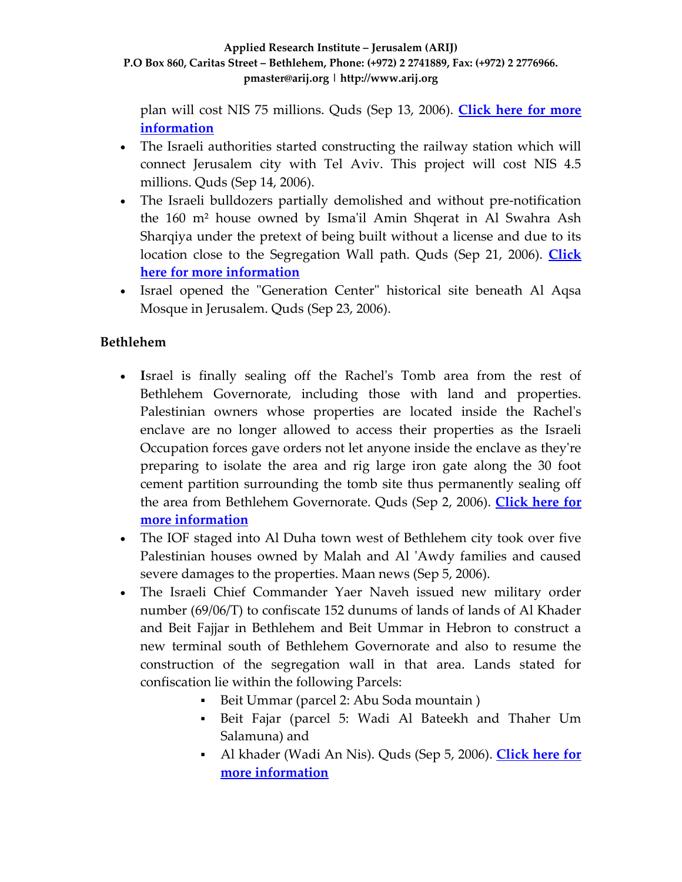plan will cost NIS 75 millions. Quds (Sep 13, 2006). **Click here for more information**

- The Israeli authorities started constructing the railway station which will connect Jerusalem city with Tel Aviv. This project will cost NIS 4.5 millions. Quds (Sep 14, 2006).
- The Israeli bulldozers partially demolished and without pre-notification the 160 m² house owned by Isma'il Amin Shqerat in Al Swahra Ash Sharqiya under the pretext of being built without a license and due to its location close to the Segregation Wall path. Quds (Sep 21, 2006). **Click here for more information**
- Israel opened the "Generation Center" historical site beneath Al Aqsa Mosque in Jerusalem. Quds (Sep 23, 2006).

**Bethlehem**

- **I**srael is finally sealing off the Rachel's Tomb area from the rest of Bethlehem Governorate, including those with land and properties. Palestinian owners whose properties are located inside the Rachel's enclave are no longer allowed to access their properties as the Israeli Occupation forces gave orders not let anyone inside the enclave as they're preparing to isolate the area and rig large iron gate along the 30 foot cement partition surrounding the tomb site thus permanently sealing off the area from Bethlehem Governorate. Quds (Sep 2, 2006). **Click here for more information**
- The IOF staged into Al Duha town west of Bethlehem city took over five Palestinian houses owned by Malah and Al 'Awdy families and caused severe damages to the properties. Maan news (Sep 5, 2006).
- The Israeli Chief Commander Yaer Naveh issued new military order number (69/06/T) to confiscate 152 dunums of lands of lands of Al Khader and Beit Fajjar in Bethlehem and Beit Ummar in Hebron to construct a new terminal south of Bethlehem Governorate and also to resume the construction of the segregation wall in that area. Lands stated for confiscation lie within the following Parcels:
  - Beit Ummar (parcel 2: Abu Soda mountain )
  - Beit Fajar (parcel 5: Wadi Al Bateekh and Thaher Um Salamuna) and
  - Al khader (Wadi An Nis). Quds (Sep 5, 2006). **Click here for more information**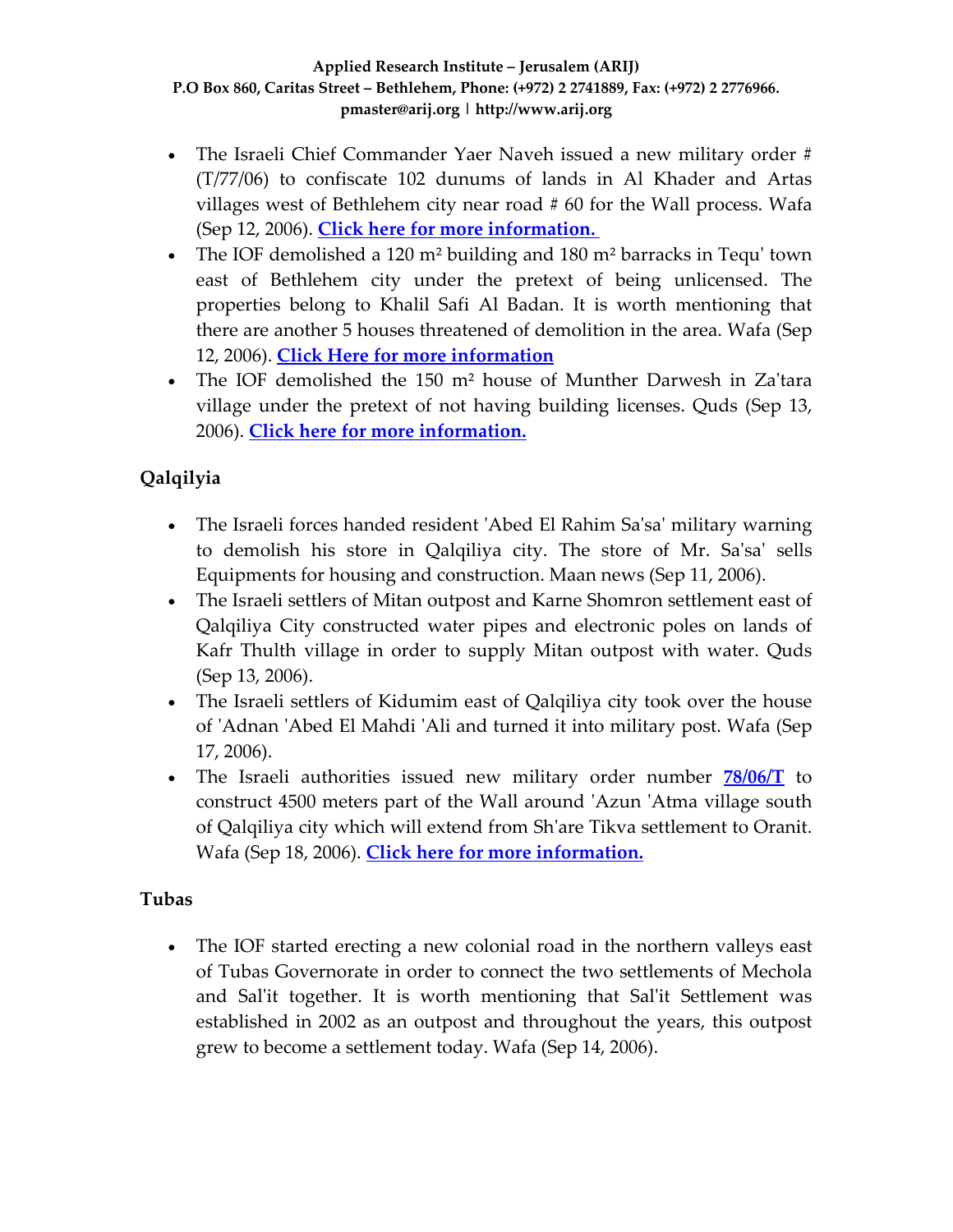- The Israeli Chief Commander Yaer Naveh issued a new military order # (T/77/06) to confiscate 102 dunums of lands in Al Khader and Artas villages west of Bethlehem city near road # 60 for the Wall process. Wafa (Sep 12, 2006). **Click here for more information.**
- The IOF demolished a 120 m² building and 180 m² barracks in Tequ' town east of Bethlehem city under the pretext of being unlicensed. The properties belong to Khalil Safi Al Badan. It is worth mentioning that there are another 5 houses threatened of demolition in the area. Wafa (Sep 12, 2006). **Click Here for more information**
- The IOF demolished the 150 m² house of Munther Darwesh in Za'tara village under the pretext of not having building licenses. Quds (Sep 13, 2006). **Click here for more information.**

### Qalqilyia

- The Israeli forces handed resident 'Abed El Rahim Sa'sa' military warning to demolish his store in Qalqiliya city. The store of Mr. Sa'sa' sells Equipments for housing and construction. Maan news (Sep 11, 2006).
- The Israeli settlers of Mitan outpost and Karne Shomron settlement east of Qalqiliya City constructed water pipes and electronic poles on lands of Kafr Thulth village in order to supply Mitan outpost with water. Quds (Sep 13, 2006).
- The Israeli settlers of Kidumim east of Qalqiliya city took over the house of 'Adnan 'Abed El Mahdi 'Ali and turned it into military post. Wafa (Sep 17, 2006).
- The Israeli authorities issued new military order number **78/06/T** to construct 4500 meters part of the Wall around 'Azun 'Atma village south of Qalqiliya city which will extend from Sh'are Tikva settlement to Oranit. Wafa (Sep 18, 2006). **Click here for more information.**

### Tubas

- The IOF started erecting a new colonial road in the northern valleys east of Tubas Governorate in order to connect the two settlements of Mechola and Sal'it together. It is worth mentioning that Sal'it Settlement was established in 2002 as an outpost and throughout the years, this outpost grew to become a settlement today. Wafa (Sep 14, 2006).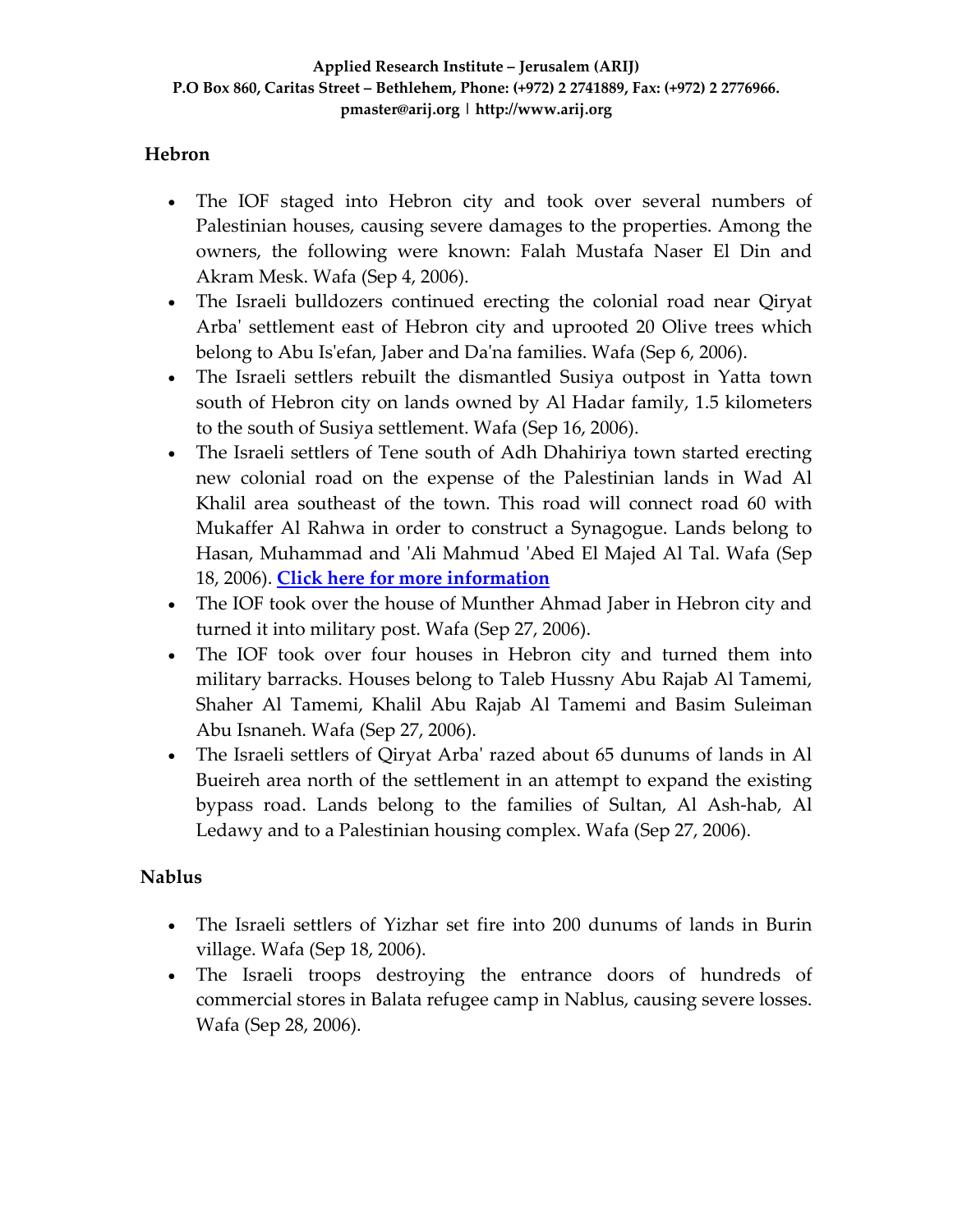## Hebron

- The IOF staged into Hebron city and took over several numbers of Palestinian houses, causing severe damages to the properties. Among the owners, the following were known: Falah Mustafa Naser El Din and Akram Mesk. Wafa (Sep 4, 2006).
- The Israeli bulldozers continued erecting the colonial road near Qiryat Arba' settlement east of Hebron city and uprooted 20 Olive trees which belong to Abu Is'efan, Jaber and Da'na families. Wafa (Sep 6, 2006).
- The Israeli settlers rebuilt the dismantled Susiya outpost in Yatta town south of Hebron city on lands owned by Al Hadar family, 1.5 kilometers to the south of Susiya settlement. Wafa (Sep 16, 2006).
- The Israeli settlers of Tene south of Adh Dhahiriya town started erecting new colonial road on the expense of the Palestinian lands in Wad Al Khalil area southeast of the town. This road will connect road 60 with Mukaffer Al Rahwa in order to construct a Synagogue. Lands belong to Hasan, Muhammad and 'Ali Mahmud 'Abed El Majed Al Tal. Wafa (Sep 18, 2006). **Click here for more information**
- The IOF took over the house of Munther Ahmad Jaber in Hebron city and turned it into military post. Wafa (Sep 27, 2006).
- The IOF took over four houses in Hebron city and turned them into military barracks. Houses belong to Taleb Hussny Abu Rajab Al Tamemi, Shaher Al Tamemi, Khalil Abu Rajab Al Tamemi and Basim Suleiman Abu Isnaneh. Wafa (Sep 27, 2006).
- The Israeli settlers of Qiryat Arba' razed about 65 dunums of lands in Al Bueireh area north of the settlement in an attempt to expand the existing bypass road. Lands belong to the families of Sultan, Al Ash-hab, Al Ledawy and to a Palestinian housing complex. Wafa (Sep 27, 2006).

## Nablus

- The Israeli settlers of Yizhar set fire into 200 dunums of lands in Burin village. Wafa (Sep 18, 2006).
- The Israeli troops destroying the entrance doors of hundreds of commercial stores in Balata refugee camp in Nablus, causing severe losses. Wafa (Sep 28, 2006).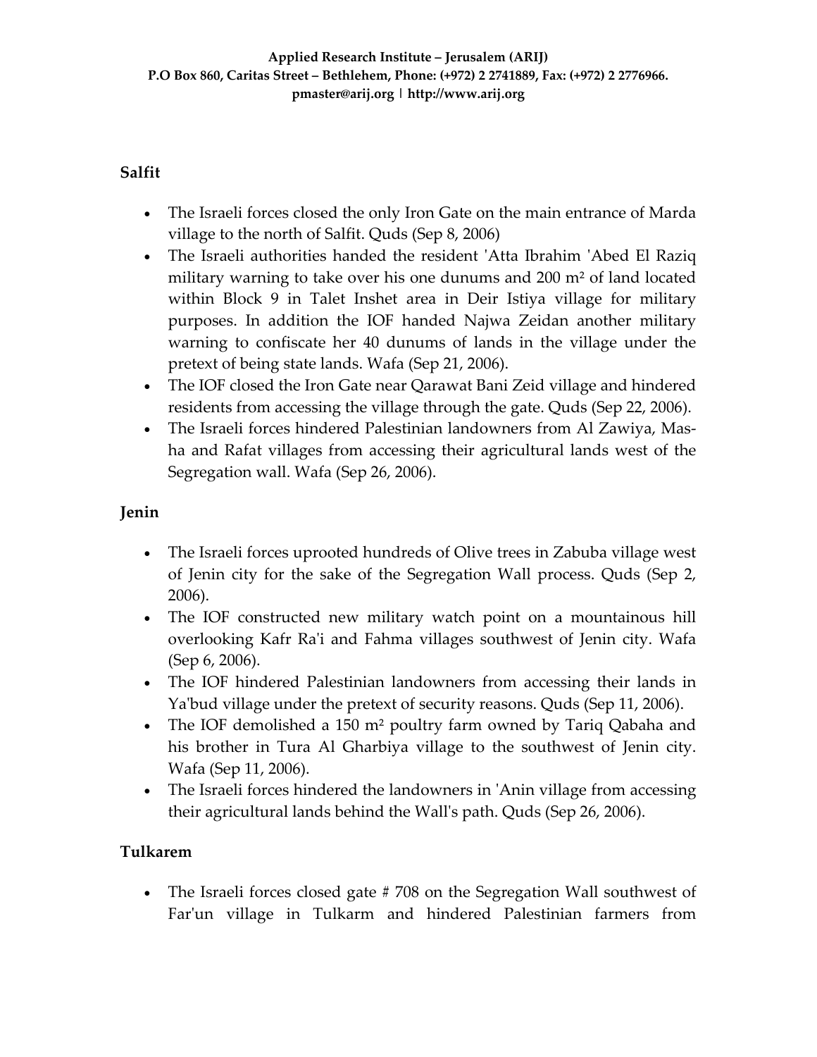## Salfit

- The Israeli forces closed the only Iron Gate on the main entrance of Marda village to the north of Salfit. Quds (Sep 8, 2006)
- The Israeli authorities handed the resident 'Atta Ibrahim 'Abed El Raziq military warning to take over his one dunums and 200 m² of land located within Block 9 in Talet Inshet area in Deir Istiya village for military purposes. In addition the IOF handed Najwa Zeidan another military warning to confiscate her 40 dunums of lands in the village under the pretext of being state lands. Wafa (Sep 21, 2006).
- The IOF closed the Iron Gate near Qarawat Bani Zeid village and hindered residents from accessing the village through the gate. Quds (Sep 22, 2006).
- The Israeli forces hindered Palestinian landowners from Al Zawiya, Masha and Rafat villages from accessing their agricultural lands west of the Segregation wall. Wafa (Sep 26, 2006).

## Jenin

- The Israeli forces uprooted hundreds of Olive trees in Zabuba village west of Jenin city for the sake of the Segregation Wall process. Quds (Sep 2, 2006).
- The IOF constructed new military watch point on a mountainous hill overlooking Kafr Ra'i and Fahma villages southwest of Jenin city. Wafa (Sep 6, 2006).
- The IOF hindered Palestinian landowners from accessing their lands in Ya'bud village under the pretext of security reasons. Quds (Sep 11, 2006).
- The IOF demolished a 150 m² poultry farm owned by Tariq Qabaha and his brother in Tura Al Gharbiya village to the southwest of Jenin city. Wafa (Sep 11, 2006).
- The Israeli forces hindered the landowners in 'Anin village from accessing their agricultural lands behind the Wall's path. Quds (Sep 26, 2006).

## Tulkarem

- The Israeli forces closed gate # 708 on the Segregation Wall southwest of Far'un village in Tulkarm and hindered Palestinian farmers from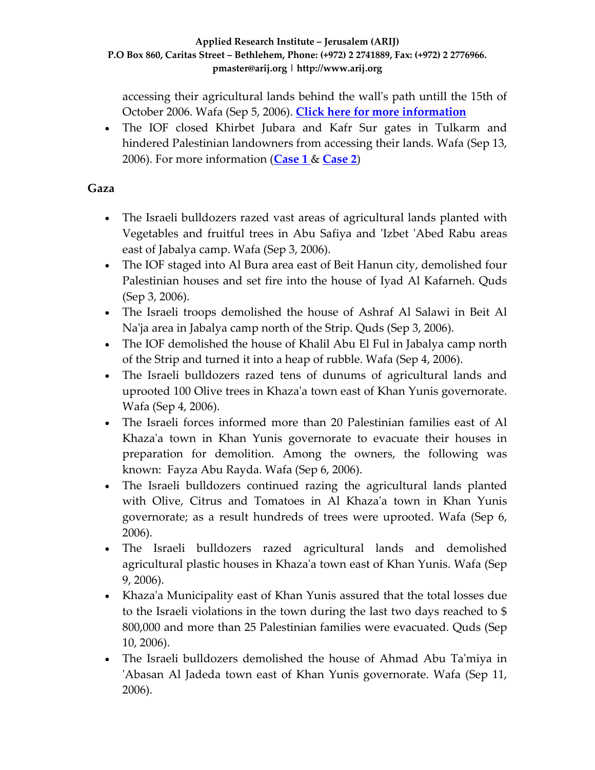accessing their agricultural lands behind the wall's path untill the 15th of October 2006. Wafa (Sep 5, 2006). **Click here for more information**

- The IOF closed Khirbet Jubara and Kafr Sur gates in Tulkarm and hindered Palestinian landowners from accessing their lands. Wafa (Sep 13, 2006). For more information (**Case 1** & **Case 2**)

## Gaza

- The Israeli bulldozers razed vast areas of agricultural lands planted with Vegetables and fruitful trees in Abu Safiya and 'Izbet 'Abed Rabu areas east of Jabalya camp. Wafa (Sep 3, 2006).
- The IOF staged into Al Bura area east of Beit Hanun city, demolished four Palestinian houses and set fire into the house of Iyad Al Kafarneh. Quds (Sep 3, 2006).
- The Israeli troops demolished the house of Ashraf Al Salawi in Beit Al Na'ja area in Jabalya camp north of the Strip. Quds (Sep 3, 2006).
- The IOF demolished the house of Khalil Abu El Ful in Jabalya camp north of the Strip and turned it into a heap of rubble. Wafa (Sep 4, 2006).
- The Israeli bulldozers razed tens of dunums of agricultural lands and uprooted 100 Olive trees in Khaza'a town east of Khan Yunis governorate. Wafa (Sep 4, 2006).
- The Israeli forces informed more than 20 Palestinian families east of Al Khaza'a town in Khan Yunis governorate to evacuate their houses in preparation for demolition. Among the owners, the following was known: Fayza Abu Rayda. Wafa (Sep 6, 2006).
- The Israeli bulldozers continued razing the agricultural lands planted with Olive, Citrus and Tomatoes in Al Khaza'a town in Khan Yunis governorate; as a result hundreds of trees were uprooted. Wafa (Sep 6, 2006).
- The Israeli bulldozers razed agricultural lands and demolished agricultural plastic houses in Khaza'a town east of Khan Yunis. Wafa (Sep 9, 2006).
- Khaza'a Municipality east of Khan Yunis assured that the total losses due to the Israeli violations in the town during the last two days reached to $ 800,000 and more than 25 Palestinian families were evacuated. Quds (Sep 10, 2006).
- The Israeli bulldozers demolished the house of Ahmad Abu Ta'miya in 'Abasan Al Jadeda town east of Khan Yunis governorate. Wafa (Sep 11, 2006).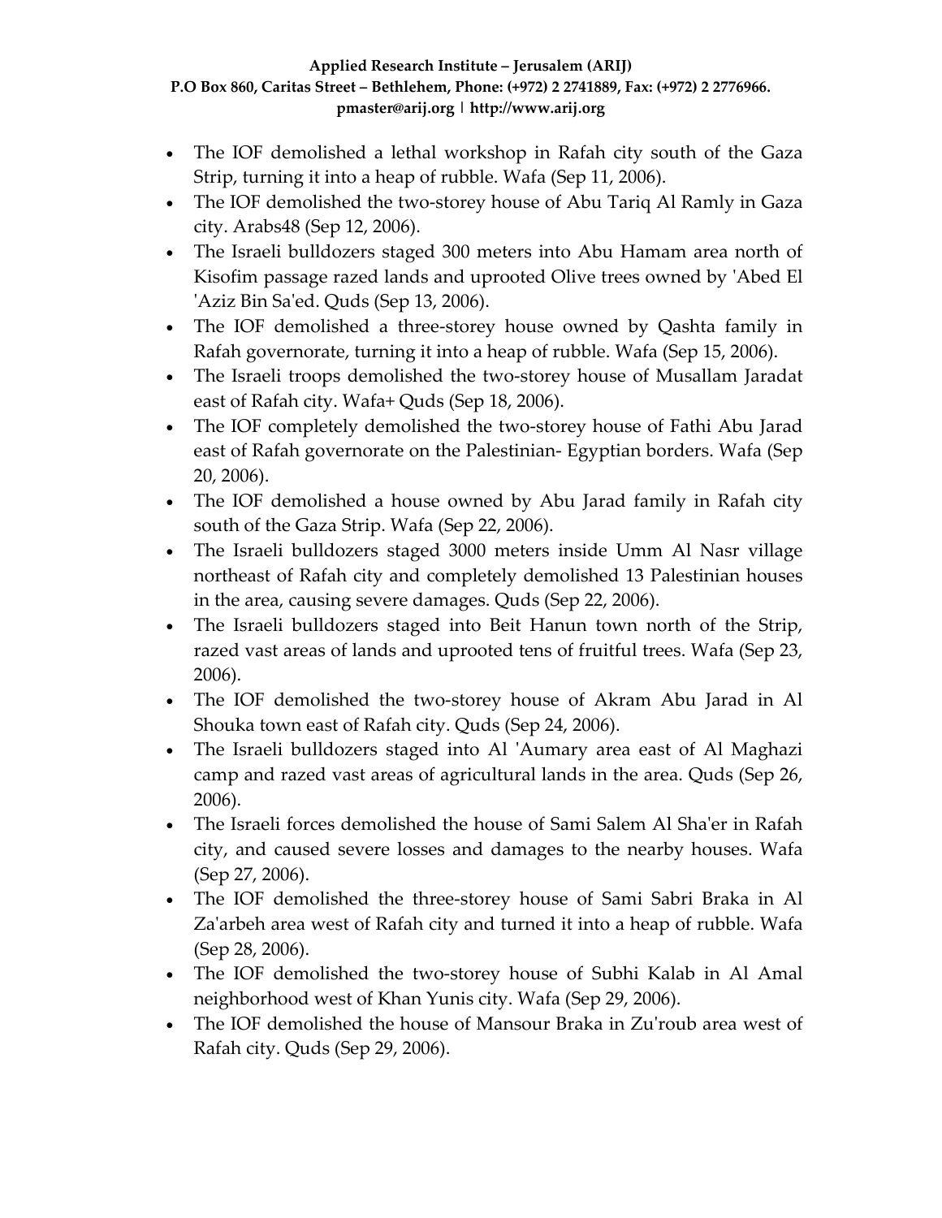- The IOF demolished a lethal workshop in Rafah city south of the Gaza Strip, turning it into a heap of rubble. Wafa (Sep 11, 2006).
- The IOF demolished the two-storey house of Abu Tariq Al Ramly in Gaza city. Arabs48 (Sep 12, 2006).
- The Israeli bulldozers staged 300 meters into Abu Hamam area north of Kisofim passage razed lands and uprooted Olive trees owned by 'Abed El 'Aziz Bin Sa'ed. Quds (Sep 13, 2006).
- The IOF demolished a three-storey house owned by Qashta family in Rafah governorate, turning it into a heap of rubble. Wafa (Sep 15, 2006).
- The Israeli troops demolished the two-storey house of Musallam Jaradat east of Rafah city. Wafa+ Quds (Sep 18, 2006).
- The IOF completely demolished the two-storey house of Fathi Abu Jarad east of Rafah governorate on the Palestinian- Egyptian borders. Wafa (Sep 20, 2006).
- The IOF demolished a house owned by Abu Jarad family in Rafah city south of the Gaza Strip. Wafa (Sep 22, 2006).
- The Israeli bulldozers staged 3000 meters inside Umm Al Nasr village northeast of Rafah city and completely demolished 13 Palestinian houses in the area, causing severe damages. Quds (Sep 22, 2006).
- The Israeli bulldozers staged into Beit Hanun town north of the Strip, razed vast areas of lands and uprooted tens of fruitful trees. Wafa (Sep 23, 2006).
- The IOF demolished the two-storey house of Akram Abu Jarad in Al Shouka town east of Rafah city. Quds (Sep 24, 2006).
- The Israeli bulldozers staged into Al 'Aumary area east of Al Maghazi camp and razed vast areas of agricultural lands in the area. Quds (Sep 26, 2006).
- The Israeli forces demolished the house of Sami Salem Al Sha'er in Rafah city, and caused severe losses and damages to the nearby houses. Wafa (Sep 27, 2006).
- The IOF demolished the three-storey house of Sami Sabri Braka in Al Za'arbeh area west of Rafah city and turned it into a heap of rubble. Wafa (Sep 28, 2006).
- The IOF demolished the two-storey house of Subhi Kalab in Al Amal neighborhood west of Khan Yunis city. Wafa (Sep 29, 2006).
- The IOF demolished the house of Mansour Braka in Zu'roub area west of Rafah city. Quds (Sep 29, 2006).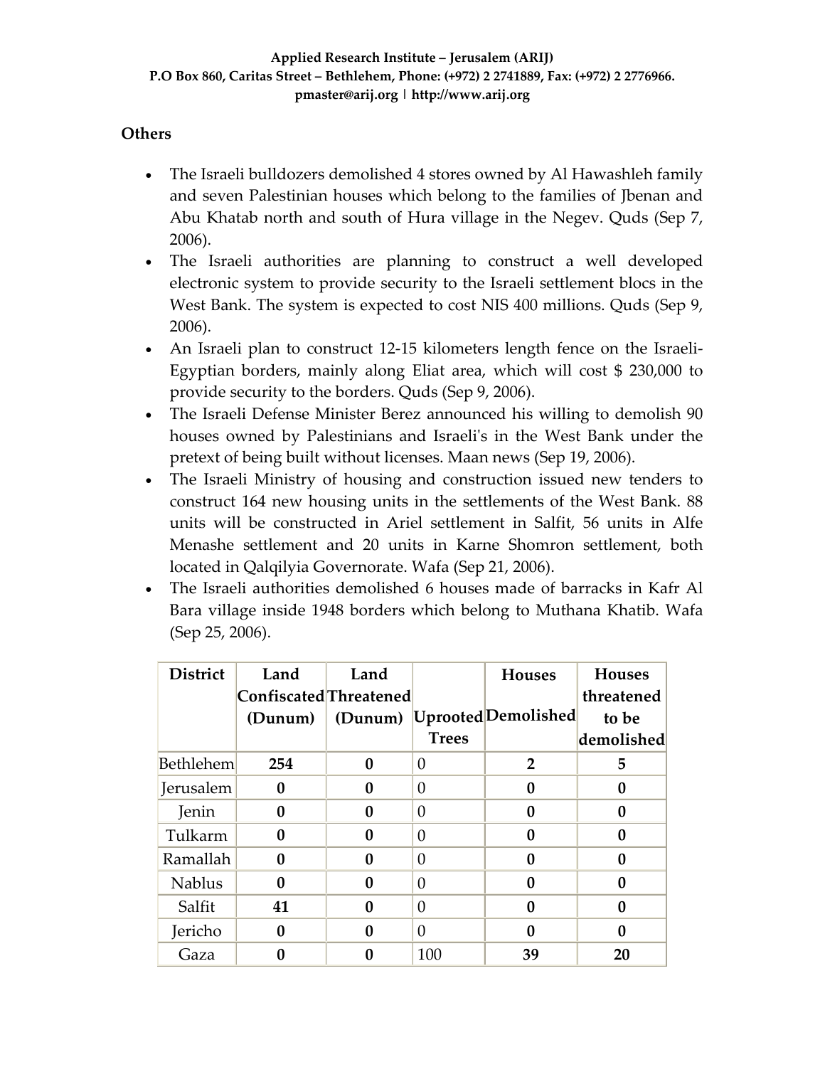## Others

- The Israeli bulldozers demolished 4 stores owned by Al Hawashleh family and seven Palestinian houses which belong to the families of Jbenan and Abu Khatab north and south of Hura village in the Negev. Quds (Sep 7, 2006).
- The Israeli authorities are planning to construct a well developed electronic system to provide security to the Israeli settlement blocs in the West Bank. The system is expected to cost NIS 400 millions. Quds (Sep 9, 2006).
- An Israeli plan to construct 12-15 kilometers length fence on the Israeli-Egyptian borders, mainly along Eliat area, which will cost $ 230,000 to provide security to the borders. Quds (Sep 9, 2006).
- The Israeli Defense Minister Berez announced his willing to demolish 90 houses owned by Palestinians and Israeli's in the West Bank under the pretext of being built without licenses. Maan news (Sep 19, 2006).
- The Israeli Ministry of housing and construction issued new tenders to construct 164 new housing units in the settlements of the West Bank. 88 units will be constructed in Ariel settlement in Salfit, 56 units in Alfe Menashe settlement and 20 units in Karne Shomron settlement, both located in Qalqilyia Governorate. Wafa (Sep 21, 2006).
- The Israeli authorities demolished 6 houses made of barracks in Kafr Al Bara village inside 1948 borders which belong to Muthana Khatib. Wafa (Sep 25, 2006).

| District | Land Confiscated (Dunum) | Land Threatened (Dunum) | Uprooted Trees | Houses Demolished | Houses threatened to be demolished |
|---|---|---|---|---|---|
| Bethlehem | **254** | **0** | 0 | **2** | **5** |
| Jerusalem | **0** | **0** | 0 | **0** | **0** |
| Jenin | **0** | **0** | 0 | **0** | **0** |
| Tulkarm | **0** | **0** | 0 | **0** | **0** |
| Ramallah | **0** | **0** | 0 | **0** | **0** |
| Nablus | **0** | **0** | 0 | **0** | **0** |
| Salfit | **41** | **0** | 0 | **0** | **0** |
| Jericho | **0** | **0** | 0 | **0** | **0** |
| Gaza | **0** | **0** | 100 | **39** | **20** |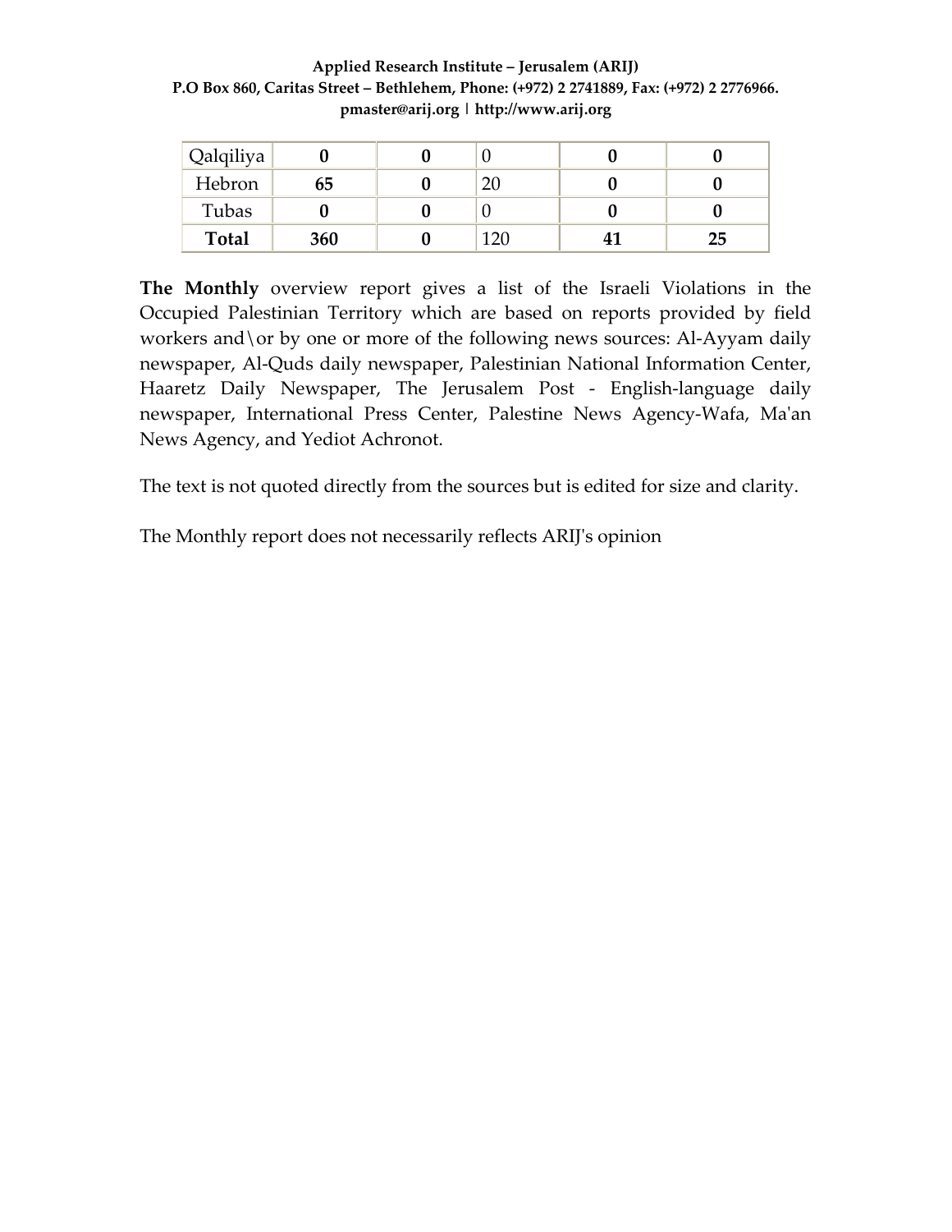| | | | | | |
|---|---|---|---|---|---|
| Qalqiliya | **0** | **0** | 0 | **0** | **0** |
| Hebron | **65** | **0** | 20 | **0** | **0** |
| Tubas | **0** | **0** | 0 | **0** | **0** |
| **Total** | **360** | **0** | 120 | **41** | **25** |

**The Monthly** overview report gives a list of the Israeli Violations in the Occupied Palestinian Territory which are based on reports provided by field workers and\or by one or more of the following news sources: Al-Ayyam daily newspaper, Al-Quds daily newspaper, Palestinian National Information Center, Haaretz Daily Newspaper, The Jerusalem Post - English-language daily newspaper, International Press Center, Palestine News Agency-Wafa, Ma'an News Agency, and Yediot Achronot.

The text is not quoted directly from the sources but is edited for size and clarity.

The Monthly report does not necessarily reflects ARIJ's opinion